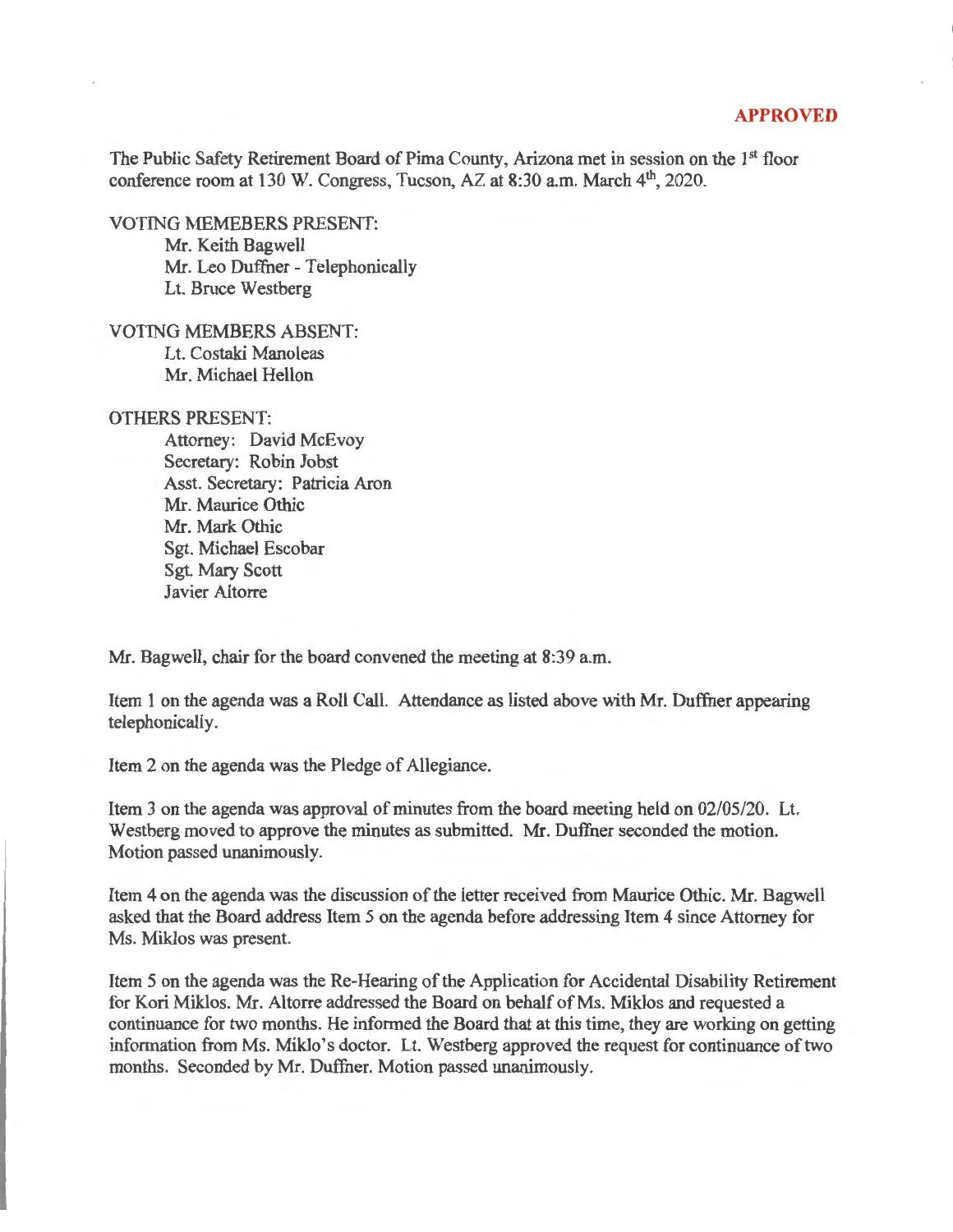**APPROVED**

The Public Safety Retirement Board of Pima County, Arizona met in session on the 1st floor conference room at 130 W. Congress, Tucson, AZ at 8:30 a.m. March 4th, 2020.

VOTING MEMEBERS PRESENT:
- Mr. Keith Bagwell
- Mr. Leo Duffner - Telephonically
- Lt. Bruce Westberg

VOTING MEMBERS ABSENT:
- Lt. Costaki Manoleas
- Mr. Michael Hellon

OTHERS PRESENT:
- Attorney: David McEvoy
- Secretary: Robin Jobst
- Asst. Secretary: Patricia Aron
- Mr. Maurice Othic
- Mr. Mark Othic
- Sgt. Michael Escobar
- Sgt. Mary Scott
- Javier Altorre

Mr. Bagwell, chair for the board convened the meeting at 8:39 a.m.

Item 1 on the agenda was a Roll Call. Attendance as listed above with Mr. Duffner appearing telephonically.

Item 2 on the agenda was the Pledge of Allegiance.

Item 3 on the agenda was approval of minutes from the board meeting held on 02/05/20. Lt. Westberg moved to approve the minutes as submitted. Mr. Duffner seconded the motion. Motion passed unanimously.

Item 4 on the agenda was the discussion of the letter received from Maurice Othic. Mr. Bagwell asked that the Board address Item 5 on the agenda before addressing Item 4 since Attorney for Ms. Miklos was present.

Item 5 on the agenda was the Re-Hearing of the Application for Accidental Disability Retirement for Kori Miklos. Mr. Altorre addressed the Board on behalf of Ms. Miklos and requested a continuance for two months. He informed the Board that at this time, they are working on getting information from Ms. Miklo's doctor. Lt. Westberg approved the request for continuance of two months. Seconded by Mr. Duffner. Motion passed unanimously.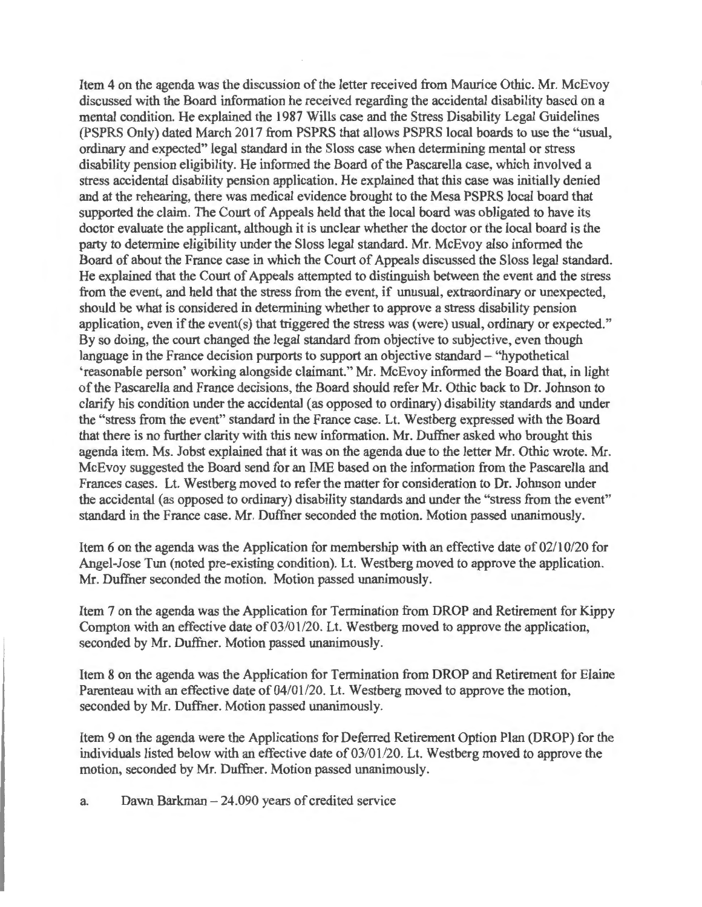Item 4 on the agenda was the discussion of the letter received from Maurice Othic. Mr. McEvoy discussed with the Board information he received regarding the accidental disability based on a mental condition. He explained the 1987 Wills case and the Stress Disability Legal Guidelines (PSPRS Only) dated March 2017 from PSPRS that allows PSPRS local boards to use the "usual, ordinary and expected" legal standard in the Sloss case when determining mental or stress disability pension eligibility. He informed the Board of the Pascarella case, which involved a stress accidental disability pension application. He explained that this case was initially denied and at the rehearing, there was medical evidence brought to the Mesa PSPRS local board that supported the claim. The Court of Appeals held that the local board was obligated to have its doctor evaluate the applicant, although it is unclear whether the doctor or the local board is the party to determine eligibility under the Sloss legal standard. Mr. McEvoy also informed the Board of about the France case in which the Court of Appeals discussed the Sloss legal standard. He explained that the Court of Appeals attempted to distinguish between the event and the stress from the event, and held that the stress from the event, if unusual, extraordinary or unexpected, should be what is considered in determining whether to approve a stress disability pension application, even if the event(s) that triggered the stress was (were) usual, ordinary or expected." By so doing, the court changed the legal standard from objective to subjective, even though language in the France decision purports to support an objective standard – "hypothetical 'reasonable person' working alongside claimant." Mr. McEvoy informed the Board that, in light of the Pascarella and France decisions, the Board should refer Mr. Othic back to Dr. Johnson to clarify his condition under the accidental (as opposed to ordinary) disability standards and under the "stress from the event" standard in the France case. Lt. Westberg expressed with the Board that there is no further clarity with this new information. Mr. Duffner asked who brought this agenda item. Ms. Jobst explained that it was on the agenda due to the letter Mr. Othic wrote. Mr. McEvoy suggested the Board send for an IME based on the information from the Pascarella and Frances cases. Lt. Westberg moved to refer the matter for consideration to Dr. Johnson under the accidental (as opposed to ordinary) disability standards and under the "stress from the event" standard in the France case. Mr. Duffner seconded the motion. Motion passed unanimously.

Item 6 on the agenda was the Application for membership with an effective date of 02/10/20 for Angel-Jose Tun (noted pre-existing condition). Lt. Westberg moved to approve the application. Mr. Duffner seconded the motion. Motion passed unanimously.

Item 7 on the agenda was the Application for Termination from DROP and Retirement for Kippy Compton with an effective date of 03/01/20. Lt. Westberg moved to approve the application, seconded by Mr. Duffner. Motion passed unanimously.

Item 8 on the agenda was the Application for Termination from DROP and Retirement for Elaine Parenteau with an effective date of 04/01/20. Lt. Westberg moved to approve the motion, seconded by Mr. Duffner. Motion passed unanimously.

Item 9 on the agenda were the Applications for Deferred Retirement Option Plan (DROP) for the individuals listed below with an effective date of 03/01/20. Lt. Westberg moved to approve the motion, seconded by Mr. Duffner. Motion passed unanimously.

a. Dawn Barkman – 24.090 years of credited service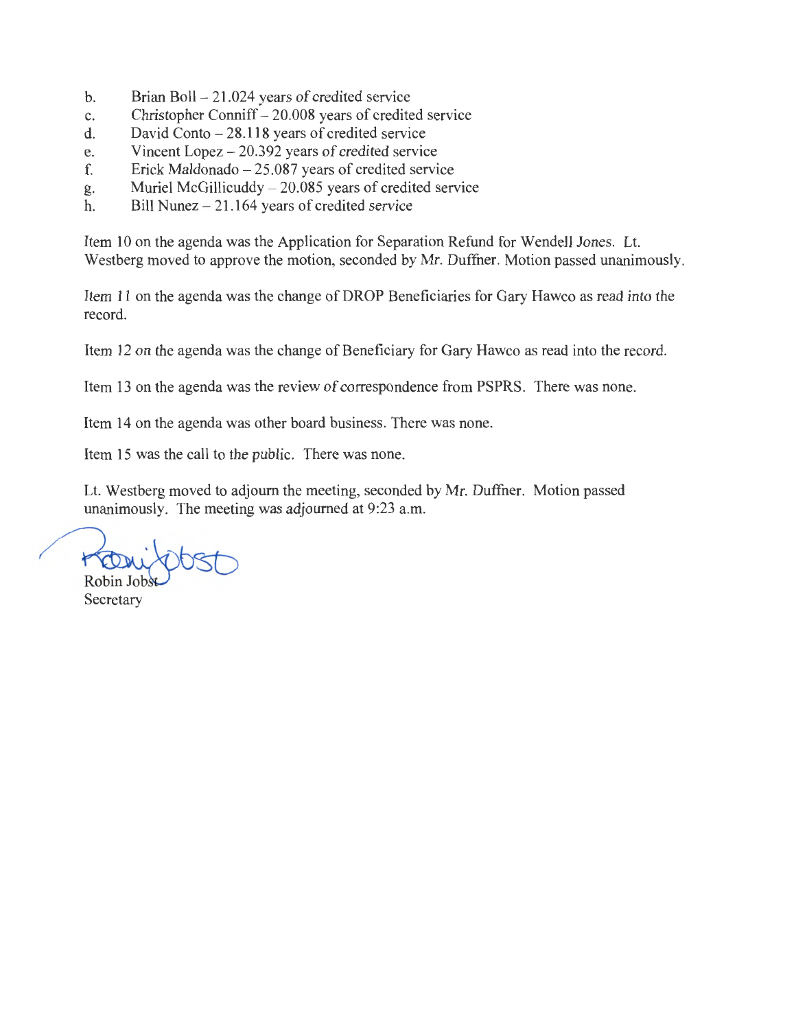b. Brian Boll – 21.024 years of credited service
c. Christopher Conniff – 20.008 years of credited service
d. David Conto – 28.118 years of credited service
e. Vincent Lopez – 20.392 years of credited service
f. Erick Maldonado – 25.087 years of credited service
g. Muriel McGillicuddy – 20.085 years of credited service
h. Bill Nunez – 21.164 years of credited service

Item 10 on the agenda was the Application for Separation Refund for Wendell Jones. Lt. Westberg moved to approve the motion, seconded by Mr. Duffner. Motion passed unanimously.

Item 11 on the agenda was the change of DROP Beneficiaries for Gary Hawco as read into the record.

Item 12 on the agenda was the change of Beneficiary for Gary Hawco as read into the record.

Item 13 on the agenda was the review of correspondence from PSPRS. There was none.

Item 14 on the agenda was other board business. There was none.

Item 15 was the call to the public. There was none.

Lt. Westberg moved to adjourn the meeting, seconded by Mr. Duffner. Motion passed unanimously. The meeting was adjourned at 9:23 a.m.

Robin Jobst
Secretary